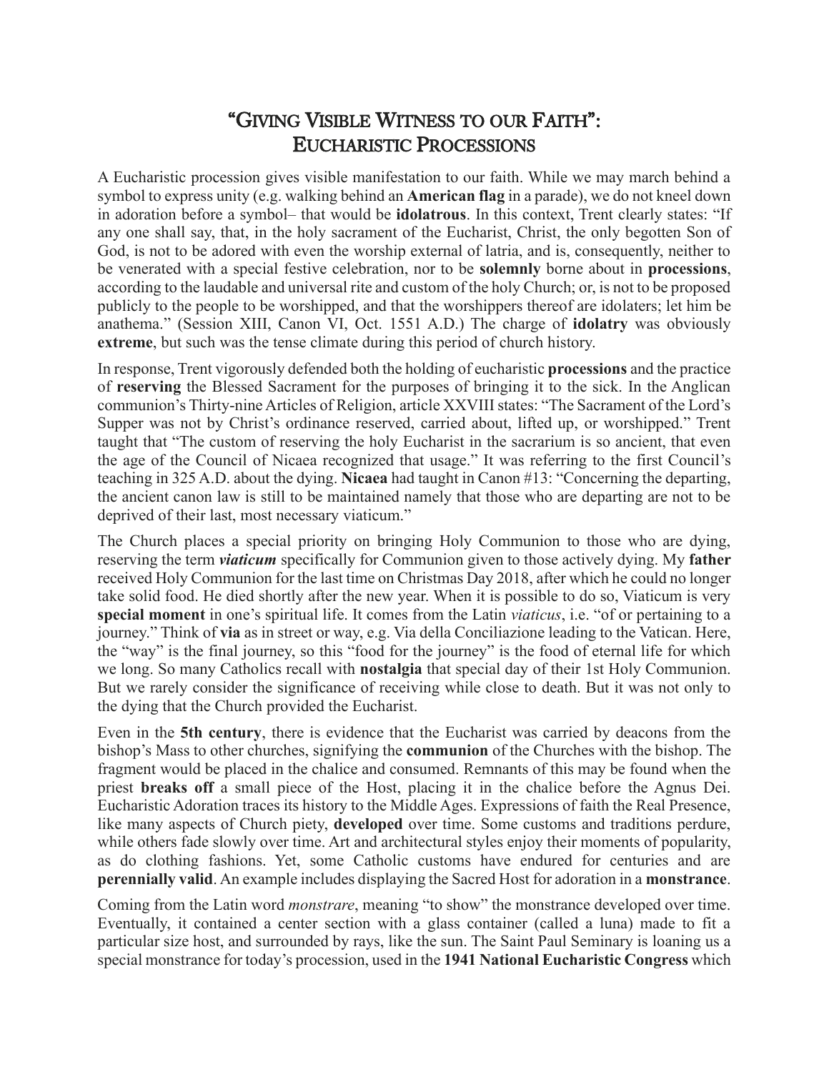# "Giving Visible Witness to our Faith": Eucharistic Processions

A Eucharistic procession gives visible manifestation to our faith. While we may march behind a symbol to express unity (e.g. walking behind an **American flag** in a parade), we do not kneel down in adoration before a symbol– that would be **idolatrous**. In this context, Trent clearly states: "If any one shall say, that, in the holy sacrament of the Eucharist, Christ, the only begotten Son of God, is not to be adored with even the worship external of latria, and is, consequently, neither to be venerated with a special festive celebration, nor to be **solemnly** borne about in **processions**, according to the laudable and universal rite and custom of the holy Church; or, is not to be proposed publicly to the people to be worshipped, and that the worshippers thereof are idolaters; let him be anathema." (Session XIII, Canon VI, Oct. 1551 A.D.) The charge of **idolatry** was obviously **extreme**, but such was the tense climate during this period of church history.

In response, Trent vigorously defended both the holding of eucharistic **processions** and the practice of **reserving** the Blessed Sacrament for the purposes of bringing it to the sick. In the Anglican communion's Thirty-nine Articles of Religion, article XXVIII states: "The Sacrament of the Lord's Supper was not by Christ's ordinance reserved, carried about, lifted up, or worshipped." Trent taught that "The custom of reserving the holy Eucharist in the sacrarium is so ancient, that even the age of the Council of Nicaea recognized that usage." It was referring to the first Council's teaching in 325 A.D. about the dying. **Nicaea** had taught in Canon #13: "Concerning the departing, the ancient canon law is still to be maintained namely that those who are departing are not to be deprived of their last, most necessary viaticum."

The Church places a special priority on bringing Holy Communion to those who are dying, reserving the term ***viaticum*** specifically for Communion given to those actively dying. My **father** received Holy Communion for the last time on Christmas Day 2018, after which he could no longer take solid food. He died shortly after the new year. When it is possible to do so, Viaticum is very **special moment** in one's spiritual life. It comes from the Latin *viaticus*, i.e. "of or pertaining to a journey." Think of **via** as in street or way, e.g. Via della Conciliazione leading to the Vatican. Here, the "way" is the final journey, so this "food for the journey" is the food of eternal life for which we long. So many Catholics recall with **nostalgia** that special day of their 1st Holy Communion. But we rarely consider the significance of receiving while close to death. But it was not only to the dying that the Church provided the Eucharist.

Even in the **5th century**, there is evidence that the Eucharist was carried by deacons from the bishop's Mass to other churches, signifying the **communion** of the Churches with the bishop. The fragment would be placed in the chalice and consumed. Remnants of this may be found when the priest **breaks off** a small piece of the Host, placing it in the chalice before the Agnus Dei. Eucharistic Adoration traces its history to the Middle Ages. Expressions of faith the Real Presence, like many aspects of Church piety, **developed** over time. Some customs and traditions perdure, while others fade slowly over time. Art and architectural styles enjoy their moments of popularity, as do clothing fashions. Yet, some Catholic customs have endured for centuries and are **perennially valid**. An example includes displaying the Sacred Host for adoration in a **monstrance**.

Coming from the Latin word *monstrare*, meaning "to show" the monstrance developed over time. Eventually, it contained a center section with a glass container (called a luna) made to fit a particular size host, and surrounded by rays, like the sun. The Saint Paul Seminary is loaning us a special monstrance for today's procession, used in the **1941 National Eucharistic Congress** which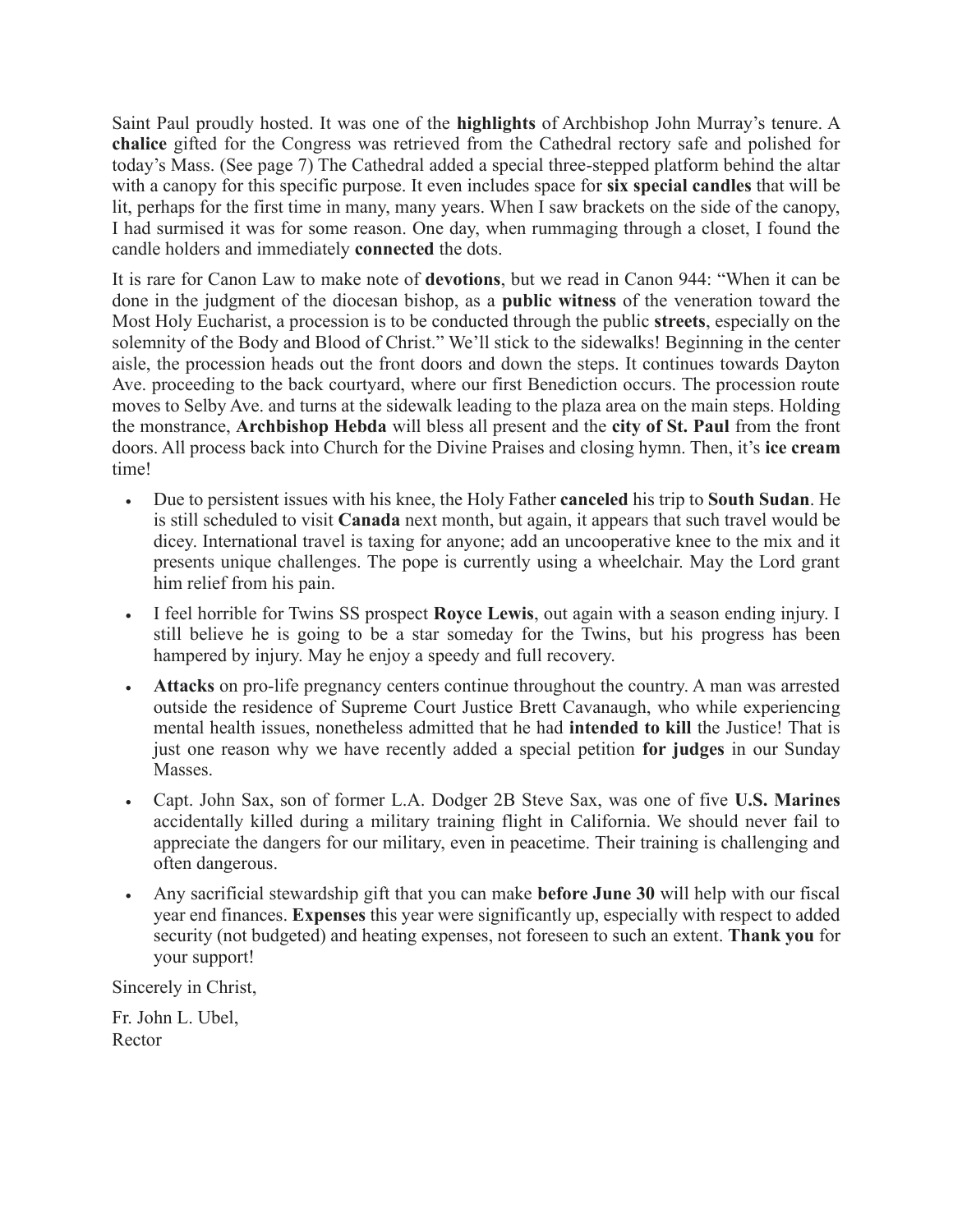Saint Paul proudly hosted. It was one of the **highlights** of Archbishop John Murray's tenure. A **chalice** gifted for the Congress was retrieved from the Cathedral rectory safe and polished for today's Mass. (See page 7) The Cathedral added a special three-stepped platform behind the altar with a canopy for this specific purpose. It even includes space for **six special candles** that will be lit, perhaps for the first time in many, many years. When I saw brackets on the side of the canopy, I had surmised it was for some reason. One day, when rummaging through a closet, I found the candle holders and immediately **connected** the dots.

It is rare for Canon Law to make note of **devotions**, but we read in Canon 944: "When it can be done in the judgment of the diocesan bishop, as a **public witness** of the veneration toward the Most Holy Eucharist, a procession is to be conducted through the public **streets**, especially on the solemnity of the Body and Blood of Christ." We'll stick to the sidewalks! Beginning in the center aisle, the procession heads out the front doors and down the steps. It continues towards Dayton Ave. proceeding to the back courtyard, where our first Benediction occurs. The procession route moves to Selby Ave. and turns at the sidewalk leading to the plaza area on the main steps. Holding the monstrance, **Archbishop Hebda** will bless all present and the **city of St. Paul** from the front doors. All process back into Church for the Divine Praises and closing hymn. Then, it's **ice cream** time!

- Due to persistent issues with his knee, the Holy Father **canceled** his trip to **South Sudan**. He is still scheduled to visit **Canada** next month, but again, it appears that such travel would be dicey. International travel is taxing for anyone; add an uncooperative knee to the mix and it presents unique challenges. The pope is currently using a wheelchair. May the Lord grant him relief from his pain.
- I feel horrible for Twins SS prospect **Royce Lewis**, out again with a season ending injury. I still believe he is going to be a star someday for the Twins, but his progress has been hampered by injury. May he enjoy a speedy and full recovery.
- **Attacks** on pro-life pregnancy centers continue throughout the country. A man was arrested outside the residence of Supreme Court Justice Brett Cavanaugh, who while experiencing mental health issues, nonetheless admitted that he had **intended to kill** the Justice! That is just one reason why we have recently added a special petition **for judges** in our Sunday Masses.
- Capt. John Sax, son of former L.A. Dodger 2B Steve Sax, was one of five **U.S. Marines** accidentally killed during a military training flight in California. We should never fail to appreciate the dangers for our military, even in peacetime. Their training is challenging and often dangerous.
- Any sacrificial stewardship gift that you can make **before June 30** will help with our fiscal year end finances. **Expenses** this year were significantly up, especially with respect to added security (not budgeted) and heating expenses, not foreseen to such an extent. **Thank you** for your support!

Sincerely in Christ,

Fr. John L. Ubel,
Rector